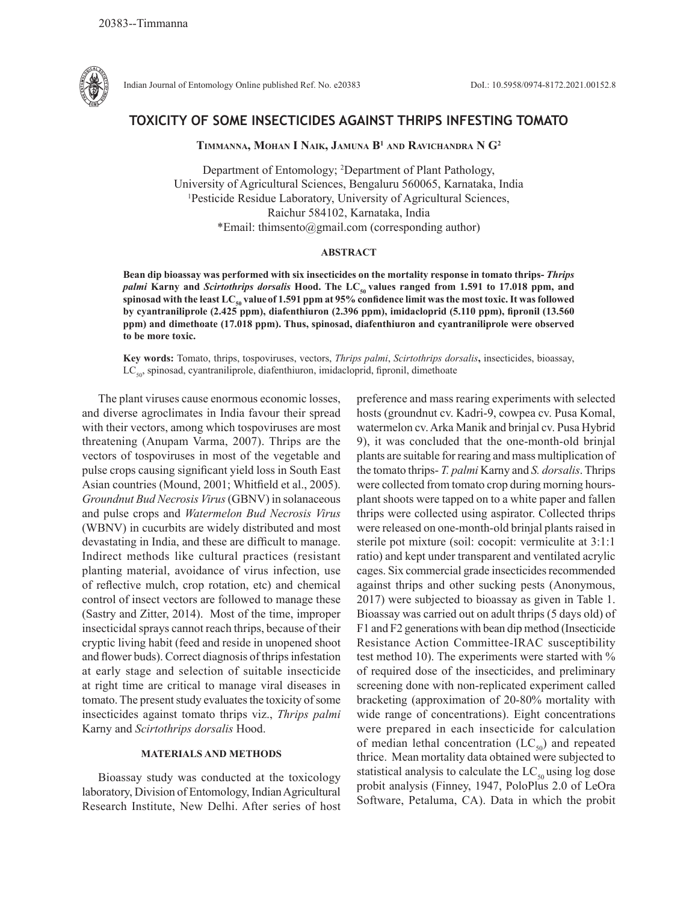# TOXICITY OF SOME INSECTICIDES AGAINST THRIPS INFESTING TOMATO

**Timmanna, Mohan I Naik, Jamuna B[1] and Ravichandra N G[2]**

Department of Entomology; [2]Department of Plant Pathology,
University of Agricultural Sciences, Bengaluru 560065, Karnataka, India
[1]Pesticide Residue Laboratory, University of Agricultural Sciences,
Raichur 584102, Karnataka, India
*Email: thimsento@gmail.com (corresponding author)

## ABSTRACT

**Bean dip bioassay was performed with six insecticides on the mortality response in tomato thrips- *Thrips palmi* Karny and *Scirtothrips dorsalis* Hood. The $LC_{50}$ values ranged from 1.591 to 17.018 ppm, and spinosad with the least $LC_{50}$ value of 1.591 ppm at 95% confidence limit was the most toxic. It was followed by cyantraniliprole (2.425 ppm), diafenthiuron (2.396 ppm), imidacloprid (5.110 ppm), fipronil (13.560 ppm) and dimethoate (17.018 ppm). Thus, spinosad, diafenthiuron and cyantraniliprole were observed to be more toxic.**

**Key words:** Tomato, thrips, tospoviruses, vectors, *Thrips palmi*, *Scirtothrips dorsalis***,** insecticides, bioassay, $LC_{50}$, spinosad, cyantraniliprole, diafenthiuron, imidacloprid, fipronil, dimethoate

The plant viruses cause enormous economic losses, and diverse agroclimates in India favour their spread with their vectors, among which tospoviruses are most threatening (Anupam Varma, 2007). Thrips are the vectors of tospoviruses in most of the vegetable and pulse crops causing significant yield loss in South East Asian countries (Mound, 2001; Whitfield et al., 2005). *Groundnut Bud Necrosis Virus* (GBNV) in solanaceous and pulse crops and *Watermelon Bud Necrosis Virus* (WBNV) in cucurbits are widely distributed and most devastating in India, and these are difficult to manage. Indirect methods like cultural practices (resistant planting material, avoidance of virus infection, use of reflective mulch, crop rotation, etc) and chemical control of insect vectors are followed to manage these (Sastry and Zitter, 2014). Most of the time, improper insecticidal sprays cannot reach thrips, because of their cryptic living habit (feed and reside in unopened shoot and flower buds). Correct diagnosis of thrips infestation at early stage and selection of suitable insecticide at right time are critical to manage viral diseases in tomato. The present study evaluates the toxicity of some insecticides against tomato thrips viz., *Thrips palmi* Karny and *Scirtothrips dorsalis* Hood.

## MATERIALS AND METHODS

Bioassay study was conducted at the toxicology laboratory, Division of Entomology, Indian Agricultural Research Institute, New Delhi. After series of host preference and mass rearing experiments with selected hosts (groundnut cv. Kadri-9, cowpea cv. Pusa Komal, watermelon cv. Arka Manik and brinjal cv. Pusa Hybrid 9), it was concluded that the one-month-old brinjal plants are suitable for rearing and mass multiplication of the tomato thrips- *T. palmi* Karny and *S. dorsalis*. Thrips were collected from tomato crop during morning hours- plant shoots were tapped on to a white paper and fallen thrips were collected using aspirator. Collected thrips were released on one-month-old brinjal plants raised in sterile pot mixture (soil: cocopit: vermiculite at 3:1:1 ratio) and kept under transparent and ventilated acrylic cages. Six commercial grade insecticides recommended against thrips and other sucking pests (Anonymous, 2017) were subjected to bioassay as given in Table 1. Bioassay was carried out on adult thrips (5 days old) of F1 and F2 generations with bean dip method (Insecticide Resistance Action Committee-IRAC susceptibility test method 10). The experiments were started with % of required dose of the insecticides, and preliminary screening done with non-replicated experiment called bracketing (approximation of 20-80% mortality with wide range of concentrations). Eight concentrations were prepared in each insecticide for calculation of median lethal concentration ($LC_{50}$) and repeated thrice. Mean mortality data obtained were subjected to statistical analysis to calculate the $LC_{50}$ using log dose probit analysis (Finney, 1947, PoloPlus 2.0 of LeOra Software, Petaluma, CA). Data in which the probit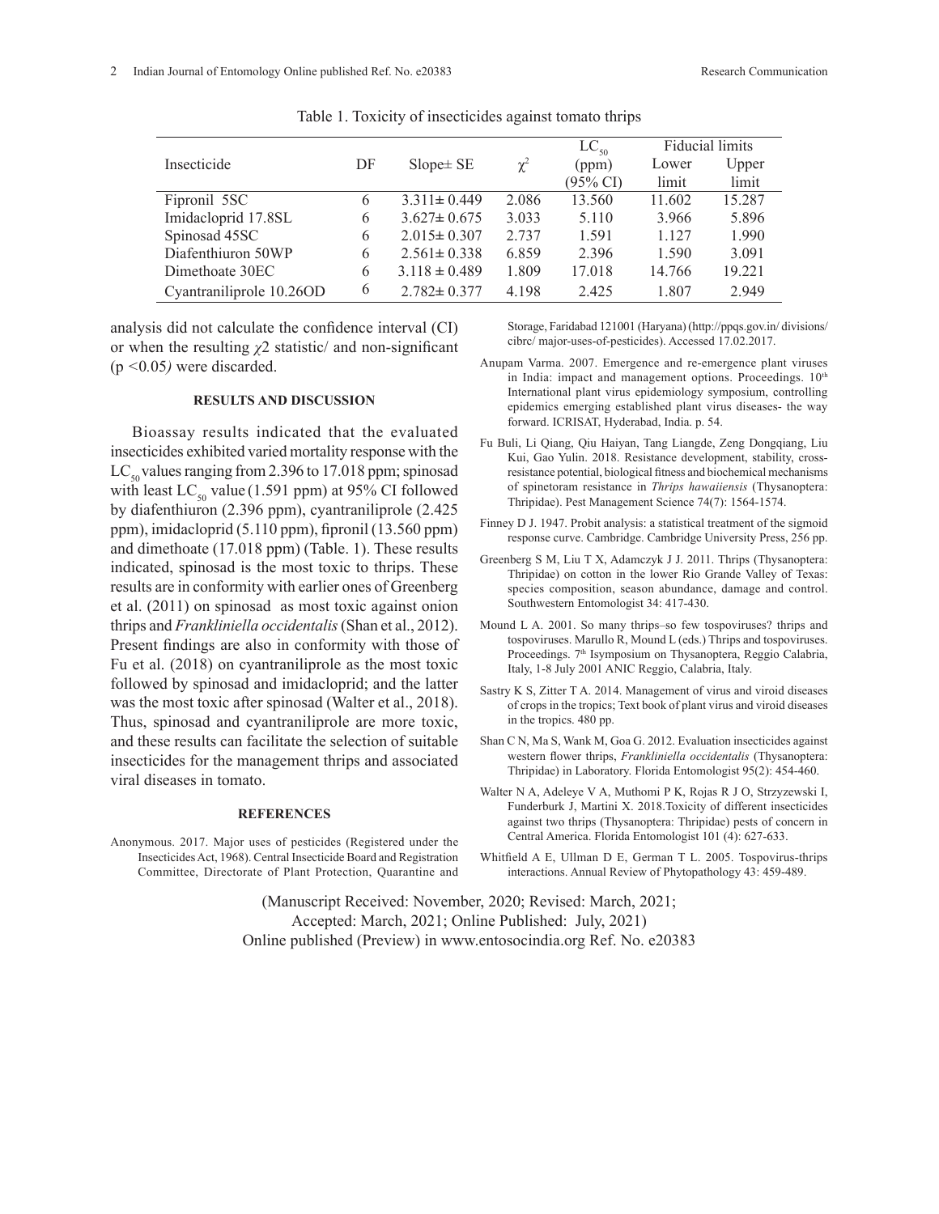Table 1. Toxicity of insecticides against tomato thrips

| Insecticide | DF | Slope± SE | $\chi^2$ | $LC_{50}$ (ppm) (95% CI) | Fiducial limits Lower limit | Upper limit |
|---|---|---|---|---|---|---|
| Fipronil 5SC | 6 | 3.311± 0.449 | 2.086 | 13.560 | 11.602 | 15.287 |
| Imidacloprid 17.8SL | 6 | 3.627± 0.675 | 3.033 | 5.110 | 3.966 | 5.896 |
| Spinosad 45SC | 6 | 2.015± 0.307 | 2.737 | 1.591 | 1.127 | 1.990 |
| Diafenthiuron 50WP | 6 | 2.561± 0.338 | 6.859 | 2.396 | 1.590 | 3.091 |
| Dimethoate 30EC | 6 | 3.118 ± 0.489 | 1.809 | 17.018 | 14.766 | 19.221 |
| Cyantraniliprole 10.26OD | 6 | 2.782± 0.377 | 4.198 | 2.425 | 1.807 | 2.949 |

analysis did not calculate the confidence interval (CI) or when the resulting $\chi2$ statistic/ and non-significant ($p < 0.05$) were discarded.

## RESULTS AND DISCUSSION

Bioassay results indicated that the evaluated insecticides exhibited varied mortality response with the $LC_{50}$ values ranging from 2.396 to 17.018 ppm; spinosad with least $LC_{50}$ value (1.591 ppm) at 95% CI followed by diafenthiuron (2.396 ppm), cyantraniliprole (2.425 ppm), imidacloprid (5.110 ppm), fipronil (13.560 ppm) and dimethoate (17.018 ppm) (Table. 1). These results indicated, spinosad is the most toxic to thrips. These results are in conformity with earlier ones of Greenberg et al. (2011) on spinosad as most toxic against onion thrips and *Frankliniella occidentalis* (Shan et al., 2012). Present findings are also in conformity with those of Fu et al. (2018) on cyantraniliprole as the most toxic followed by spinosad and imidacloprid; and the latter was the most toxic after spinosad (Walter et al., 2018). Thus, spinosad and cyantraniliprole are more toxic, and these results can facilitate the selection of suitable insecticides for the management thrips and associated viral diseases in tomato.

## REFERENCES

Anonymous. 2017. Major uses of pesticides (Registered under the Insecticides Act, 1968). Central Insecticide Board and Registration Committee, Directorate of Plant Protection, Quarantine and Storage, Faridabad 121001 (Haryana) (http://ppqs.gov.in/ divisions/ cibrc/ major-uses-of-pesticides). Accessed 17.02.2017.

Anupam Varma. 2007. Emergence and re-emergence plant viruses in India: impact and management options. Proceedings. 10th International plant virus epidemiology symposium, controlling epidemics emerging established plant virus diseases- the way forward. ICRISAT, Hyderabad, India. p. 54.

Fu Buli, Li Qiang, Qiu Haiyan, Tang Liangde, Zeng Dongqiang, Liu Kui, Gao Yulin. 2018. Resistance development, stability, cross-resistance potential, biological fitness and biochemical mechanisms of spinetoram resistance in *Thrips hawaiiensis* (Thysanoptera: Thripidae). Pest Management Science 74(7): 1564-1574.

Finney D J. 1947. Probit analysis: a statistical treatment of the sigmoid response curve. Cambridge. Cambridge University Press, 256 pp.

Greenberg S M, Liu T X, Adamczyk J J. 2011. Thrips (Thysanoptera: Thripidae) on cotton in the lower Rio Grande Valley of Texas: species composition, season abundance, damage and control. Southwestern Entomologist 34: 417-430.

Mound L A. 2001. So many thrips–so few tospoviruses? thrips and tospoviruses. Marullo R, Mound L (eds.) Thrips and tospoviruses. Proceedings. 7th Isymposium on Thysanoptera, Reggio Calabria, Italy, 1-8 July 2001 ANIC Reggio, Calabria, Italy.

Sastry K S, Zitter T A. 2014. Management of virus and viroid diseases of crops in the tropics; Text book of plant virus and viroid diseases in the tropics. 480 pp.

Shan C N, Ma S, Wank M, Goa G. 2012. Evaluation insecticides against western flower thrips, *Frankliniella occidentalis* (Thysanoptera: Thripidae) in Laboratory. Florida Entomologist 95(2): 454-460.

Walter N A, Adeleye V A, Muthomi P K, Rojas R J O, Strzyzewski I, Funderburk J, Martini X. 2018.Toxicity of different insecticides against two thrips (Thysanoptera: Thripidae) pests of concern in Central America. Florida Entomologist 101 (4): 627-633.

Whitfield A E, Ullman D E, German T L. 2005. Tospovirus-thrips interactions. Annual Review of Phytopathology 43: 459-489.

(Manuscript Received: November, 2020; Revised: March, 2021; Accepted: March, 2021; Online Published: July, 2021)
Online published (Preview) in www.entosocindia.org Ref. No. e20383